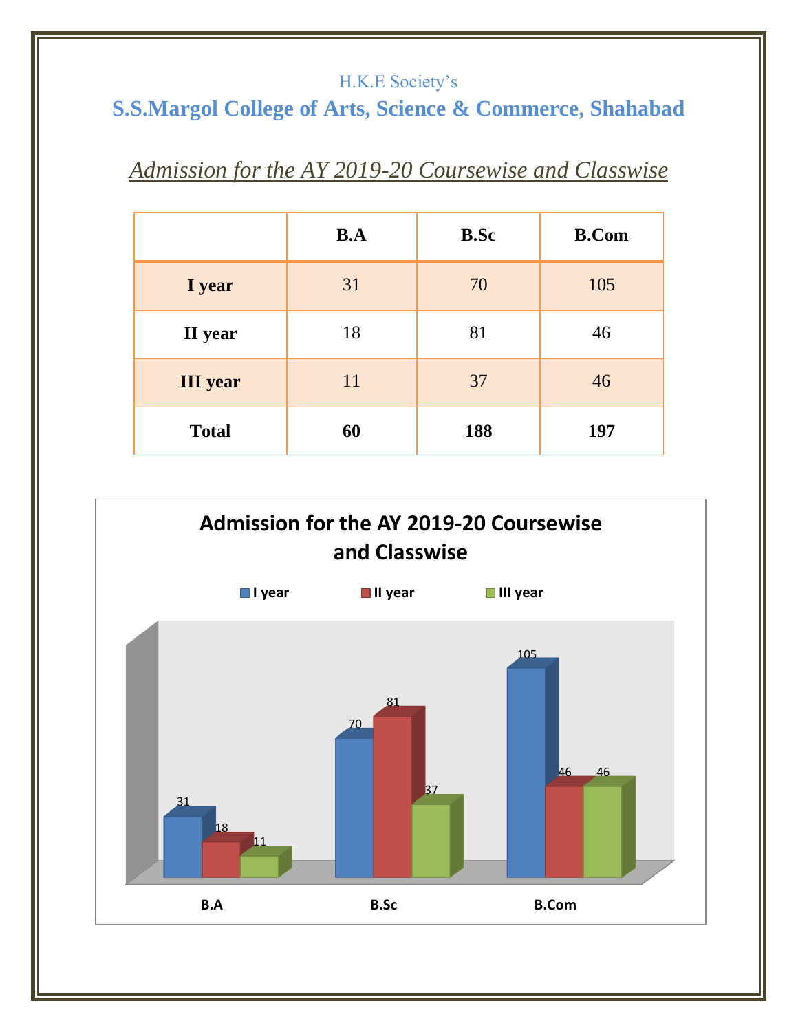H.K.E Society's

# S.S.Margol College of Arts, Science & Commerce, Shahabad

## *Admission for the AY 2019-20 Coursewise and Classwise*

| | B.A | B.Sc | B.Com |
|---|---|---|---|
| **I year** | 31 | 70 | 105 |
| **II year** | 18 | 81 | 46 |
| **III year** | 11 | 37 | 46 |
| **Total** | **60** | **188** | **197** |

**Admission for the AY 2019-20 Coursewise and Classwise**

| | I year | II year | III year |
|---|---|---|---|
| B.A | 31 | 18 | 11 |
| B.Sc | 70 | 81 | 37 |
| B.Com | 105 | 46 | 46 |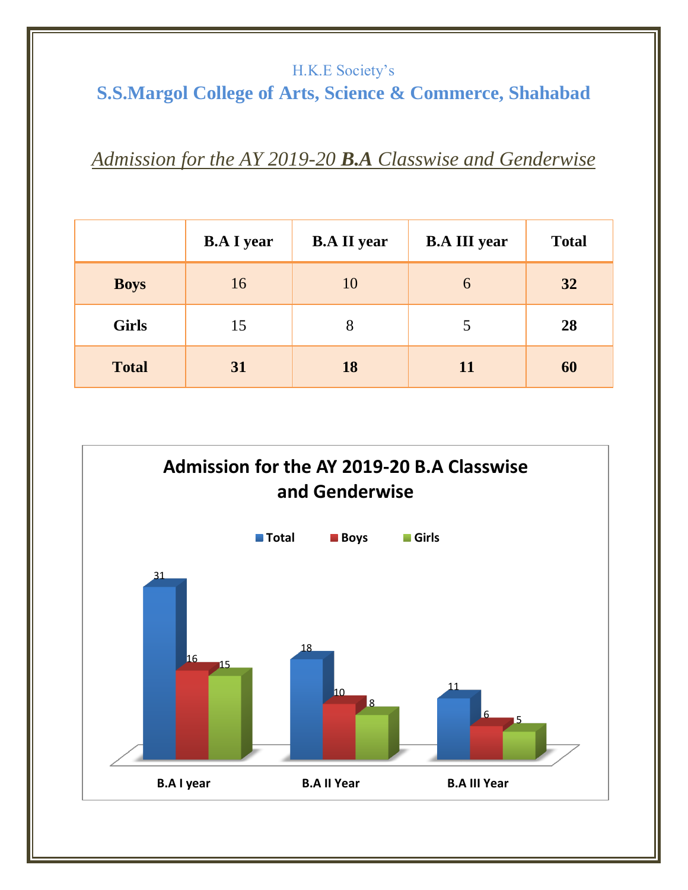H.K.E Society's

# S.S.Margol College of Arts, Science & Commerce, Shahabad

## *Admission for the AY 2019-20 **B.A** Classwise and Genderwise*

| | B.A I year | B.A II year | B.A III year | Total |
|---|---|---|---|---|
| **Boys** | 16 | 10 | 6 | **32** |
| **Girls** | 15 | 8 | 5 | **28** |
| **Total** | **31** | **18** | **11** | **60** |

**Admission for the AY 2019-20 B.A Classwise and Genderwise**

| | Total | Boys | Girls |
|---|---|---|---|
| B.A I year | 31 | 16 | 15 |
| B.A II Year | 18 | 10 | 8 |
| B.A III Year | 11 | 6 | 5 |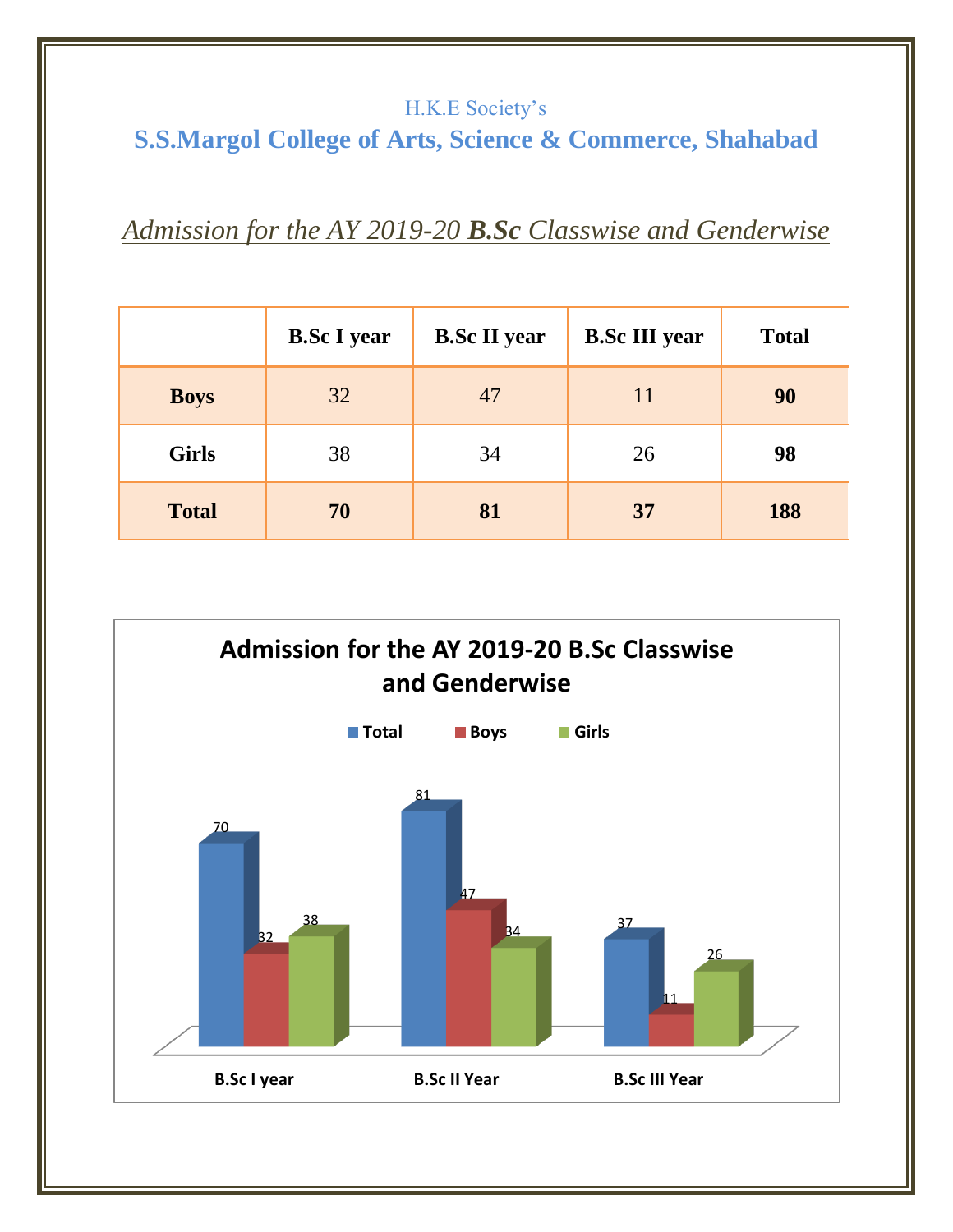H.K.E Society's

## S.S.Margol College of Arts, Science & Commerce, Shahabad

*Admission for the AY 2019-20* ***B.Sc*** *Classwise and Genderwise*

| | B.Sc I year | B.Sc II year | B.Sc III year | Total |
|---|---|---|---|---|
| **Boys** | 32 | 47 | 11 | **90** |
| **Girls** | 38 | 34 | 26 | **98** |
| **Total** | **70** | **81** | **37** | **188** |

**Admission for the AY 2019-20 B.Sc Classwise and Genderwise**

| | Total | Boys | Girls |
|---|---|---|---|
| B.Sc I year | 70 | 32 | 38 |
| B.Sc II Year | 81 | 47 | 34 |
| B.Sc III Year | 37 | 11 | 26 |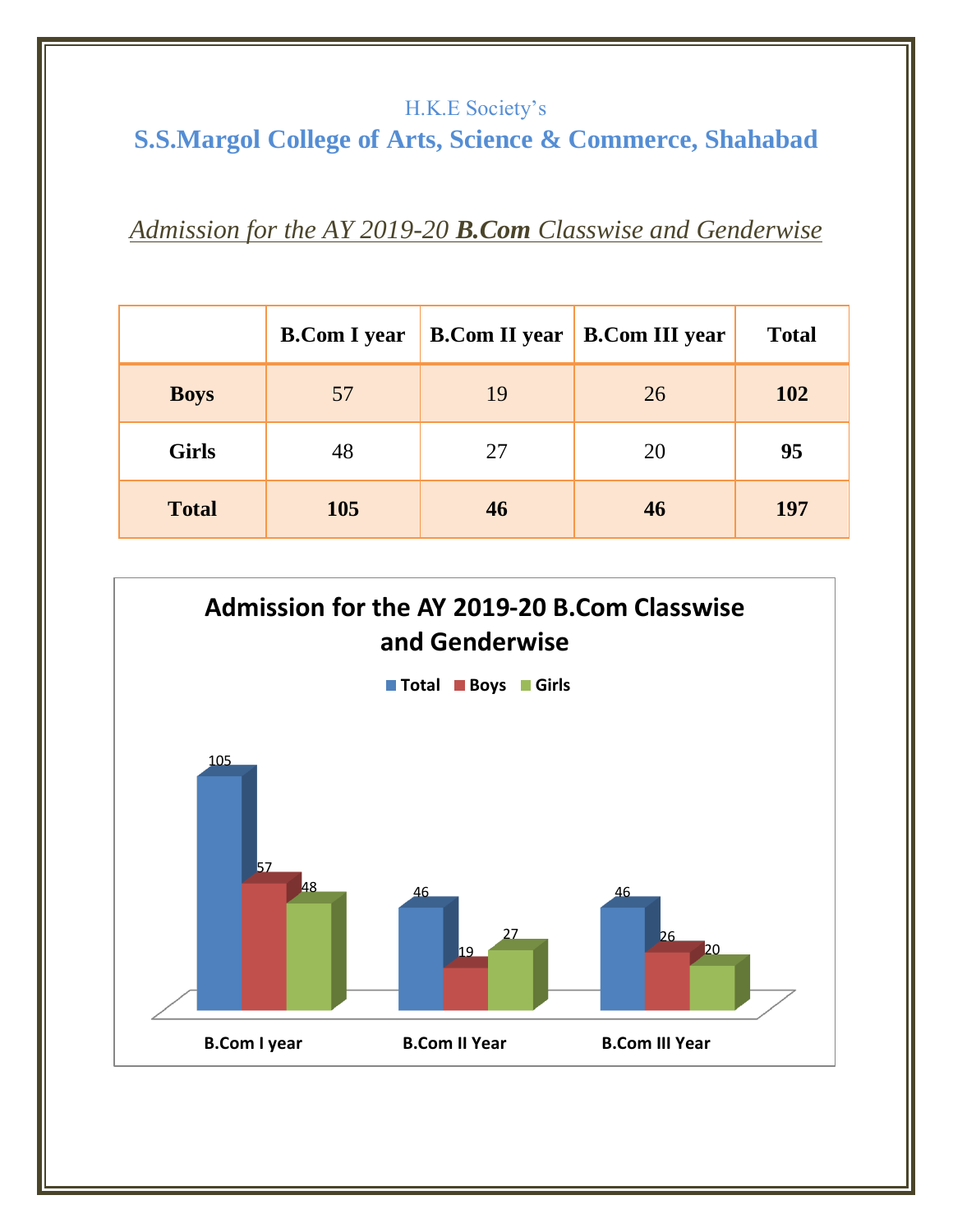H.K.E Society's

# S.S.Margol College of Arts, Science & Commerce, Shahabad

## *Admission for the AY 2019-20 **B.Com** Classwise and Genderwise*

| | B.Com I year | B.Com II year | B.Com III year | Total |
|---|---|---|---|---|
| **Boys** | 57 | 19 | 26 | **102** |
| **Girls** | 48 | 27 | 20 | **95** |
| **Total** | **105** | **46** | **46** | **197** |

**Admission for the AY 2019-20 B.Com Classwise and Genderwise**

Total Boys Girls

105
57
48
46
19
27
46
26
20

B.Com I year
B.Com II Year
B.Com III Year